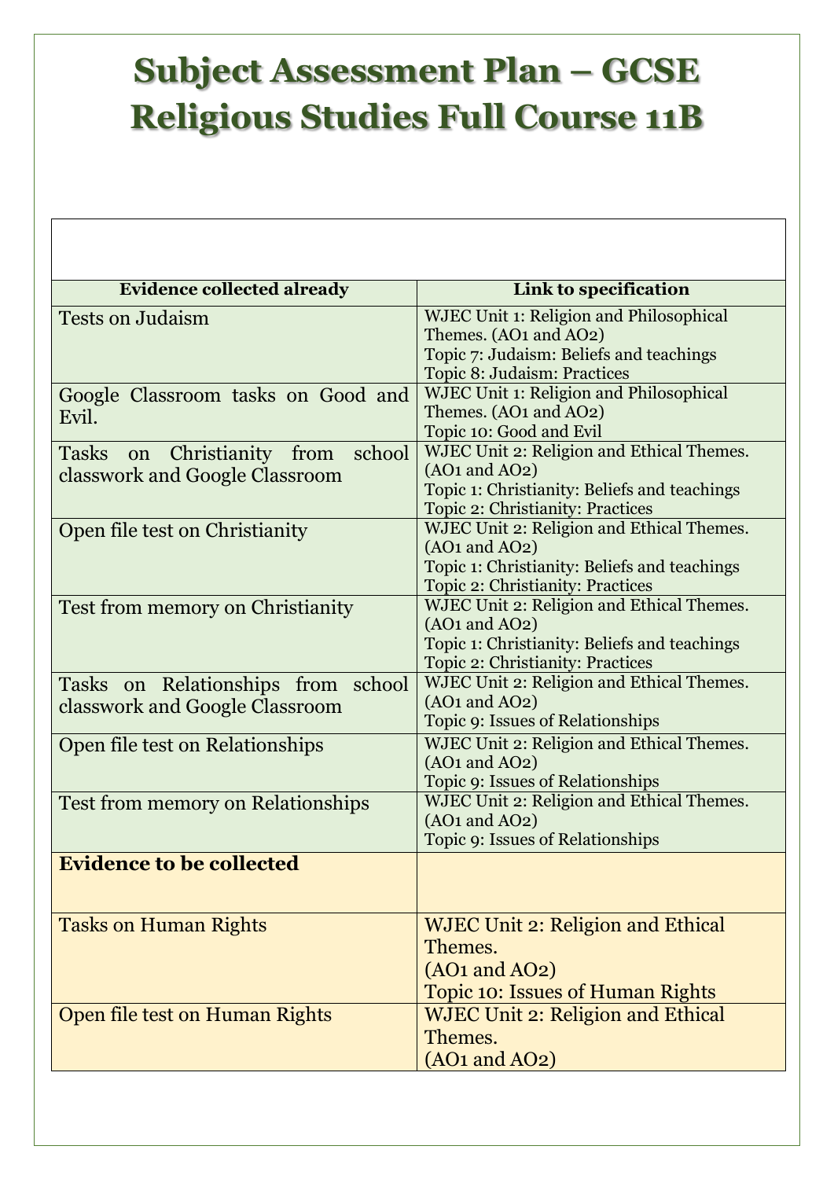# Subject Assessment Plan – GCSE Religious Studies Full Course 11B

| Evidence collected already | Link to specification |
|---|---|
| Tests on Judaism | WJEC Unit 1: Religion and Philosophical Themes. (AO1 and AO2)<br>Topic 7: Judaism: Beliefs and teachings<br>Topic 8: Judaism: Practices |
| Google Classroom tasks on Good and Evil. | WJEC Unit 1: Religion and Philosophical Themes. (AO1 and AO2)<br>Topic 10: Good and Evil |
| Tasks on Christianity from school classwork and Google Classroom | WJEC Unit 2: Religion and Ethical Themes. (AO1 and AO2)<br>Topic 1: Christianity: Beliefs and teachings<br>Topic 2: Christianity: Practices |
| Open file test on Christianity | WJEC Unit 2: Religion and Ethical Themes. (AO1 and AO2)<br>Topic 1: Christianity: Beliefs and teachings<br>Topic 2: Christianity: Practices |
| Test from memory on Christianity | WJEC Unit 2: Religion and Ethical Themes. (AO1 and AO2)<br>Topic 1: Christianity: Beliefs and teachings<br>Topic 2: Christianity: Practices |
| Tasks on Relationships from school classwork and Google Classroom | WJEC Unit 2: Religion and Ethical Themes. (AO1 and AO2)<br>Topic 9: Issues of Relationships |
| Open file test on Relationships | WJEC Unit 2: Religion and Ethical Themes. (AO1 and AO2)<br>Topic 9: Issues of Relationships |
| Test from memory on Relationships | WJEC Unit 2: Religion and Ethical Themes. (AO1 and AO2)<br>Topic 9: Issues of Relationships |
| **Evidence to be collected** | |
| Tasks on Human Rights | WJEC Unit 2: Religion and Ethical Themes.<br>(AO1 and AO2)<br>Topic 10: Issues of Human Rights |
| Open file test on Human Rights | WJEC Unit 2: Religion and Ethical Themes.<br>(AO1 and AO2) |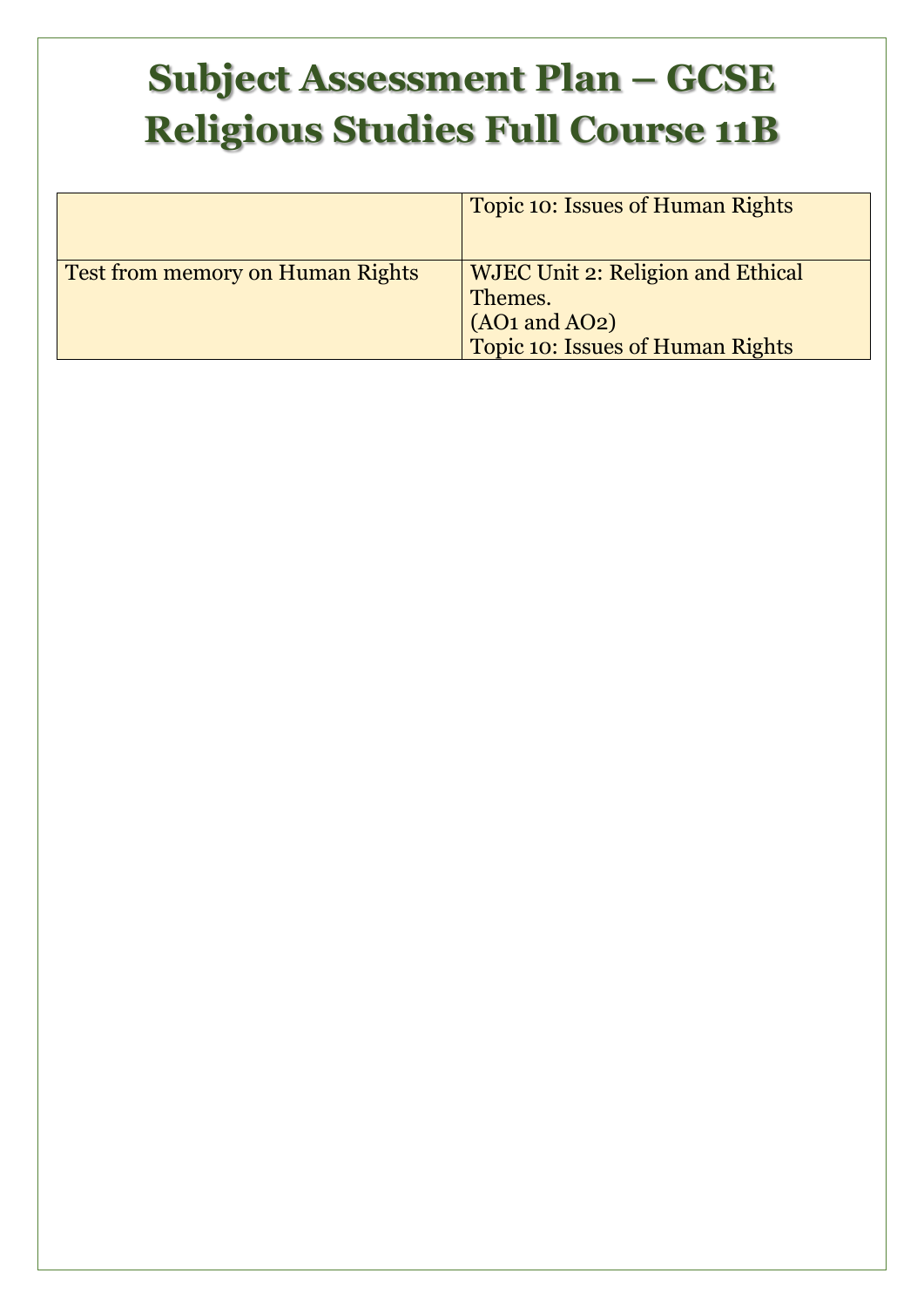# Subject Assessment Plan – GCSE Religious Studies Full Course 11B

| | |
|---|---|
| | Topic 10: Issues of Human Rights |
| Test from memory on Human Rights | WJEC Unit 2: Religion and Ethical Themes.<br>(AO1 and AO2)<br>Topic 10: Issues of Human Rights |